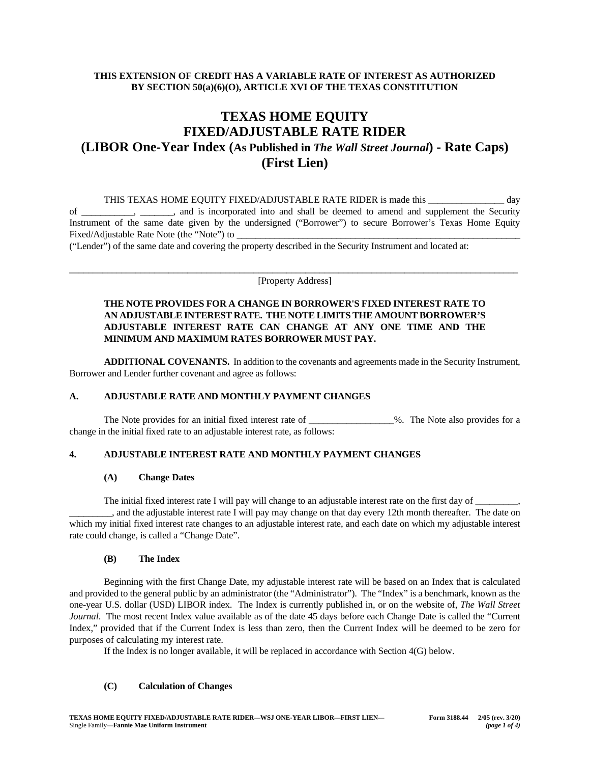**THIS EXTENSION OF CREDIT HAS A VARIABLE RATE OF INTEREST AS AUTHORIZED BY SECTION 50(a)(6)(O), ARTICLE XVI OF THE TEXAS CONSTITUTION**

# TEXAS HOME EQUITY FIXED/ADJUSTABLE RATE RIDER (LIBOR One-Year Index (As Published in *The Wall Street Journal*) - Rate Caps) (First Lien)

THIS TEXAS HOME EQUITY FIXED/ADJUSTABLE RATE RIDER is made this ________________ day of ___________, _______, and is incorporated into and shall be deemed to amend and supplement the Security Instrument of the same date given by the undersigned ("Borrower") to secure Borrower's Texas Home Equity Fixed/Adjustable Rate Note (the "Note") to _______________________________________________________________ ("Lender") of the same date and covering the property described in the Security Instrument and located at:

_____________________________________________________________________________________________

[Property Address]

**THE NOTE PROVIDES FOR A CHANGE IN BORROWER'S FIXED INTEREST RATE TO AN ADJUSTABLE INTEREST RATE. THE NOTE LIMITS THE AMOUNT BORROWER'S ADJUSTABLE INTEREST RATE CAN CHANGE AT ANY ONE TIME AND THE MINIMUM AND MAXIMUM RATES BORROWER MUST PAY.**

**ADDITIONAL COVENANTS.** In addition to the covenants and agreements made in the Security Instrument, Borrower and Lender further covenant and agree as follows:

## A. ADJUSTABLE RATE AND MONTHLY PAYMENT CHANGES

The Note provides for an initial fixed interest rate of __________________%. The Note also provides for a change in the initial fixed rate to an adjustable interest rate, as follows:

## 4. ADJUSTABLE INTEREST RATE AND MONTHLY PAYMENT CHANGES

### (A) Change Dates

The initial fixed interest rate I will pay will change to an adjustable interest rate on the first day of _________, _________, and the adjustable interest rate I will pay may change on that day every 12th month thereafter. The date on which my initial fixed interest rate changes to an adjustable interest rate, and each date on which my adjustable interest rate could change, is called a "Change Date".

### (B) The Index

Beginning with the first Change Date, my adjustable interest rate will be based on an Index that is calculated and provided to the general public by an administrator (the "Administrator"). The "Index" is a benchmark, known as the one-year U.S. dollar (USD) LIBOR index. The Index is currently published in, or on the website of, *The Wall Street Journal*. The most recent Index value available as of the date 45 days before each Change Date is called the "Current Index," provided that if the Current Index is less than zero, then the Current Index will be deemed to be zero for purposes of calculating my interest rate.

If the Index is no longer available, it will be replaced in accordance with Section 4(G) below.

### (C) Calculation of Changes

TEXAS HOME EQUITY FIXED/ADJUSTABLE RATE RIDER—WSJ ONE-YEAR LIBOR—FIRST LIEN—
Single Family—**Fannie Mae Uniform Instrument** **Form 3188.44 2/05 (rev. 3/20)**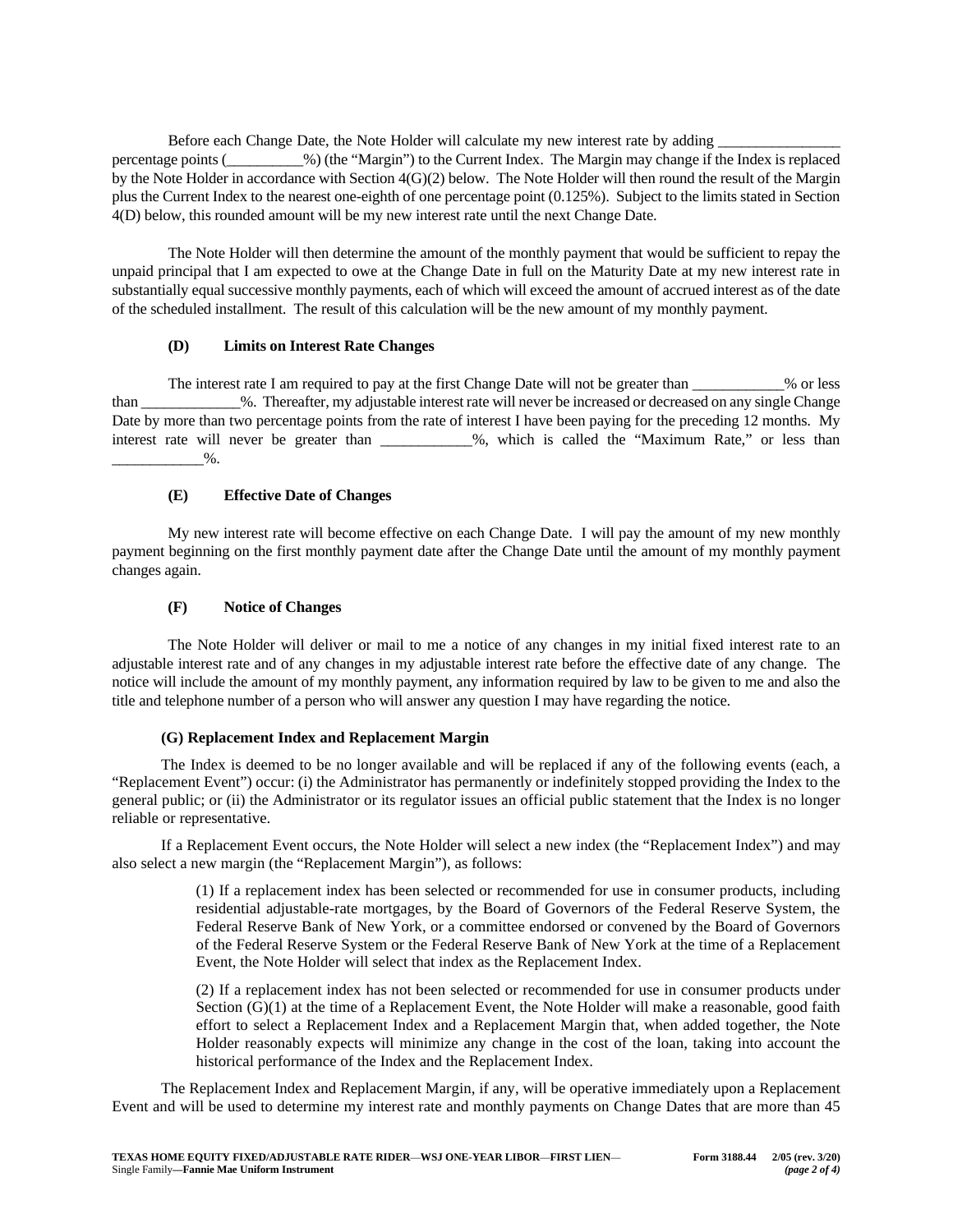Before each Change Date, the Note Holder will calculate my new interest rate by adding ________________ percentage points (__________%) (the "Margin") to the Current Index. The Margin may change if the Index is replaced by the Note Holder in accordance with Section 4(G)(2) below. The Note Holder will then round the result of the Margin plus the Current Index to the nearest one-eighth of one percentage point (0.125%). Subject to the limits stated in Section 4(D) below, this rounded amount will be my new interest rate until the next Change Date.

The Note Holder will then determine the amount of the monthly payment that would be sufficient to repay the unpaid principal that I am expected to owe at the Change Date in full on the Maturity Date at my new interest rate in substantially equal successive monthly payments, each of which will exceed the amount of accrued interest as of the date of the scheduled installment. The result of this calculation will be the new amount of my monthly payment.

**(D) Limits on Interest Rate Changes**

The interest rate I am required to pay at the first Change Date will not be greater than ____________% or less than _____________%. Thereafter, my adjustable interest rate will never be increased or decreased on any single Change Date by more than two percentage points from the rate of interest I have been paying for the preceding 12 months. My interest rate will never be greater than ____________%, which is called the "Maximum Rate," or less than ____________%.

**(E) Effective Date of Changes**

My new interest rate will become effective on each Change Date. I will pay the amount of my new monthly payment beginning on the first monthly payment date after the Change Date until the amount of my monthly payment changes again.

**(F) Notice of Changes**

The Note Holder will deliver or mail to me a notice of any changes in my initial fixed interest rate to an adjustable interest rate and of any changes in my adjustable interest rate before the effective date of any change. The notice will include the amount of my monthly payment, any information required by law to be given to me and also the title and telephone number of a person who will answer any question I may have regarding the notice.

**(G) Replacement Index and Replacement Margin**

The Index is deemed to be no longer available and will be replaced if any of the following events (each, a "Replacement Event") occur: (i) the Administrator has permanently or indefinitely stopped providing the Index to the general public; or (ii) the Administrator or its regulator issues an official public statement that the Index is no longer reliable or representative.

If a Replacement Event occurs, the Note Holder will select a new index (the "Replacement Index") and may also select a new margin (the "Replacement Margin"), as follows:

(1) If a replacement index has been selected or recommended for use in consumer products, including residential adjustable-rate mortgages, by the Board of Governors of the Federal Reserve System, the Federal Reserve Bank of New York, or a committee endorsed or convened by the Board of Governors of the Federal Reserve System or the Federal Reserve Bank of New York at the time of a Replacement Event, the Note Holder will select that index as the Replacement Index.

(2) If a replacement index has not been selected or recommended for use in consumer products under Section (G)(1) at the time of a Replacement Event, the Note Holder will make a reasonable, good faith effort to select a Replacement Index and a Replacement Margin that, when added together, the Note Holder reasonably expects will minimize any change in the cost of the loan, taking into account the historical performance of the Index and the Replacement Index.

The Replacement Index and Replacement Margin, if any, will be operative immediately upon a Replacement Event and will be used to determine my interest rate and monthly payments on Change Dates that are more than 45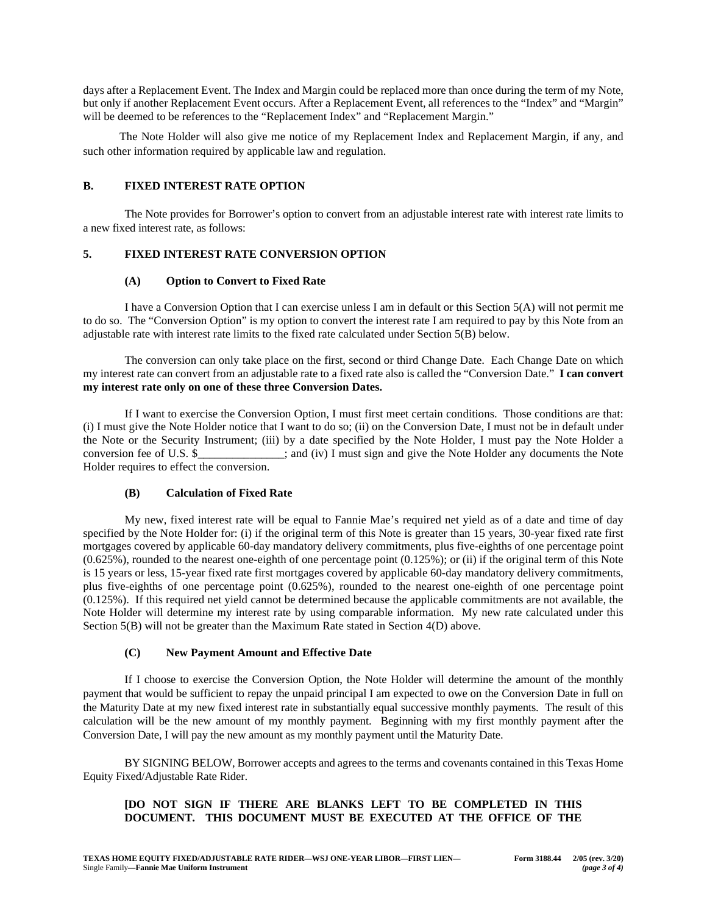days after a Replacement Event. The Index and Margin could be replaced more than once during the term of my Note, but only if another Replacement Event occurs. After a Replacement Event, all references to the "Index" and "Margin" will be deemed to be references to the "Replacement Index" and "Replacement Margin."

The Note Holder will also give me notice of my Replacement Index and Replacement Margin, if any, and such other information required by applicable law and regulation.

## B. FIXED INTEREST RATE OPTION

The Note provides for Borrower's option to convert from an adjustable interest rate with interest rate limits to a new fixed interest rate, as follows:

## 5. FIXED INTEREST RATE CONVERSION OPTION

### (A) Option to Convert to Fixed Rate

I have a Conversion Option that I can exercise unless I am in default or this Section 5(A) will not permit me to do so. The "Conversion Option" is my option to convert the interest rate I am required to pay by this Note from an adjustable rate with interest rate limits to the fixed rate calculated under Section 5(B) below.

The conversion can only take place on the first, second or third Change Date. Each Change Date on which my interest rate can convert from an adjustable rate to a fixed rate also is called the "Conversion Date." **I can convert my interest rate only on one of these three Conversion Dates.**

If I want to exercise the Conversion Option, I must first meet certain conditions. Those conditions are that: (i) I must give the Note Holder notice that I want to do so; (ii) on the Conversion Date, I must not be in default under the Note or the Security Instrument; (iii) by a date specified by the Note Holder, I must pay the Note Holder a conversion fee of U.S. $_______________; and (iv) I must sign and give the Note Holder any documents the Note Holder requires to effect the conversion.

### (B) Calculation of Fixed Rate

My new, fixed interest rate will be equal to Fannie Mae's required net yield as of a date and time of day specified by the Note Holder for: (i) if the original term of this Note is greater than 15 years, 30-year fixed rate first mortgages covered by applicable 60-day mandatory delivery commitments, plus five-eighths of one percentage point (0.625%), rounded to the nearest one-eighth of one percentage point (0.125%); or (ii) if the original term of this Note is 15 years or less, 15-year fixed rate first mortgages covered by applicable 60-day mandatory delivery commitments, plus five-eighths of one percentage point (0.625%), rounded to the nearest one-eighth of one percentage point (0.125%). If this required net yield cannot be determined because the applicable commitments are not available, the Note Holder will determine my interest rate by using comparable information. My new rate calculated under this Section 5(B) will not be greater than the Maximum Rate stated in Section 4(D) above.

### (C) New Payment Amount and Effective Date

If I choose to exercise the Conversion Option, the Note Holder will determine the amount of the monthly payment that would be sufficient to repay the unpaid principal I am expected to owe on the Conversion Date in full on the Maturity Date at my new fixed interest rate in substantially equal successive monthly payments. The result of this calculation will be the new amount of my monthly payment. Beginning with my first monthly payment after the Conversion Date, I will pay the new amount as my monthly payment until the Maturity Date.

BY SIGNING BELOW, Borrower accepts and agrees to the terms and covenants contained in this Texas Home Equity Fixed/Adjustable Rate Rider.

**[DO NOT SIGN IF THERE ARE BLANKS LEFT TO BE COMPLETED IN THIS DOCUMENT. THIS DOCUMENT MUST BE EXECUTED AT THE OFFICE OF THE**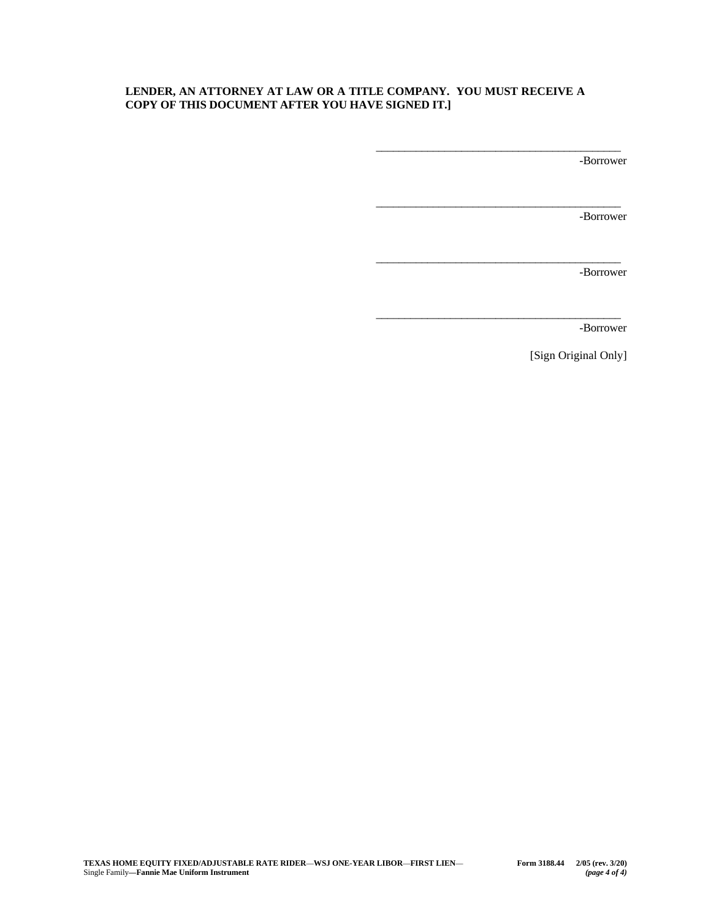**LENDER, AN ATTORNEY AT LAW OR A TITLE COMPANY. YOU MUST RECEIVE A COPY OF THIS DOCUMENT AFTER YOU HAVE SIGNED IT.]**

_____________________________________________ -Borrower

_____________________________________________ -Borrower

_____________________________________________ -Borrower

_____________________________________________ -Borrower

[Sign Original Only]

**TEXAS HOME EQUITY FIXED/ADJUSTABLE RATE RIDER—WSJ ONE-YEAR LIBOR—FIRST LIEN—** Single Family**—Fannie Mae Uniform Instrument** **Form 3188.44 2/05 (rev. 3/20)**